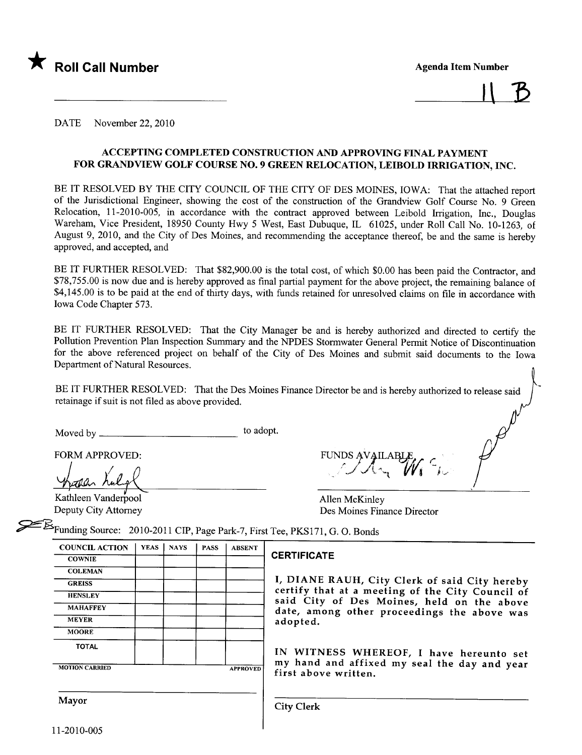★ **Roll Call Number**

**Agenda Item Number**

11 B

DATE November 22, 2010

**ACCEPTING COMPLETED CONSTRUCTION AND APPROVING FINAL PAYMENT FOR GRANDVIEW GOLF COURSE NO. 9 GREEN RELOCATION, LEIBOLD IRRIGATION, INC.**

BE IT RESOLVED BY THE CITY COUNCIL OF THE CITY OF DES MOINES, IOWA: That the attached report of the Jurisdictional Engineer, showing the cost of the construction of the Grandview Golf Course No. 9 Green Relocation, 11-2010-005, in accordance with the contract approved between Leibold Irrigation, Inc., Douglas Wareham, Vice President, 18950 County Hwy 5 West, East Dubuque, IL 61025, under Roll Call No. 10-1263, of August 9, 2010, and the City of Des Moines, and recommending the acceptance thereof, be and the same is hereby approved, and accepted, and

BE IT FURTHER RESOLVED: That $82,900.00 is the total cost, of which $0.00 has been paid the Contractor, and $78,755.00 is now due and is hereby approved as final partial payment for the above project, the remaining balance of $4,145.00 is to be paid at the end of thirty days, with funds retained for unresolved claims on file in accordance with Iowa Code Chapter 573.

BE IT FURTHER RESOLVED: That the City Manager be and is hereby authorized and directed to certify the Pollution Prevention Plan Inspection Summary and the NPDES Stormwater General Permit Notice of Discontinuation for the above referenced project on behalf of the City of Des Moines and submit said documents to the Iowa Department of Natural Resources.

BE IT FURTHER RESOLVED: That the Des Moines Finance Director be and is hereby authorized to release said retainage if suit is not filed as above provided.

Moved by ______________________ to adopt.

FORM APPROVED:

Kathleen Vanderpool
Deputy City Attorney

FUNDS AVAILABLE

Allen McKinley
Des Moines Finance Director

Funding Source: 2010-2011 CIP, Page Park-7, First Tee, PKS171, G. O. Bonds

| COUNCIL ACTION | YEAS | NAYS | PASS | ABSENT |
|---|---|---|---|---|
| COWNIE | | | | |
| COLEMAN | | | | |
| GREISS | | | | |
| HENSLEY | | | | |
| MAHAFFEY | | | | |
| MEYER | | | | |
| MOORE | | | | |
| TOTAL | | | | |
| MOTION CARRIED | | | | APPROVED |

Mayor

**CERTIFICATE**

I, DIANE RAUH, City Clerk of said City hereby certify that at a meeting of the City Council of said City of Des Moines, held on the above date, among other proceedings the above was adopted.

IN WITNESS WHEREOF, I have hereunto set my hand and affixed my seal the day and year first above written.

City Clerk

11-2010-005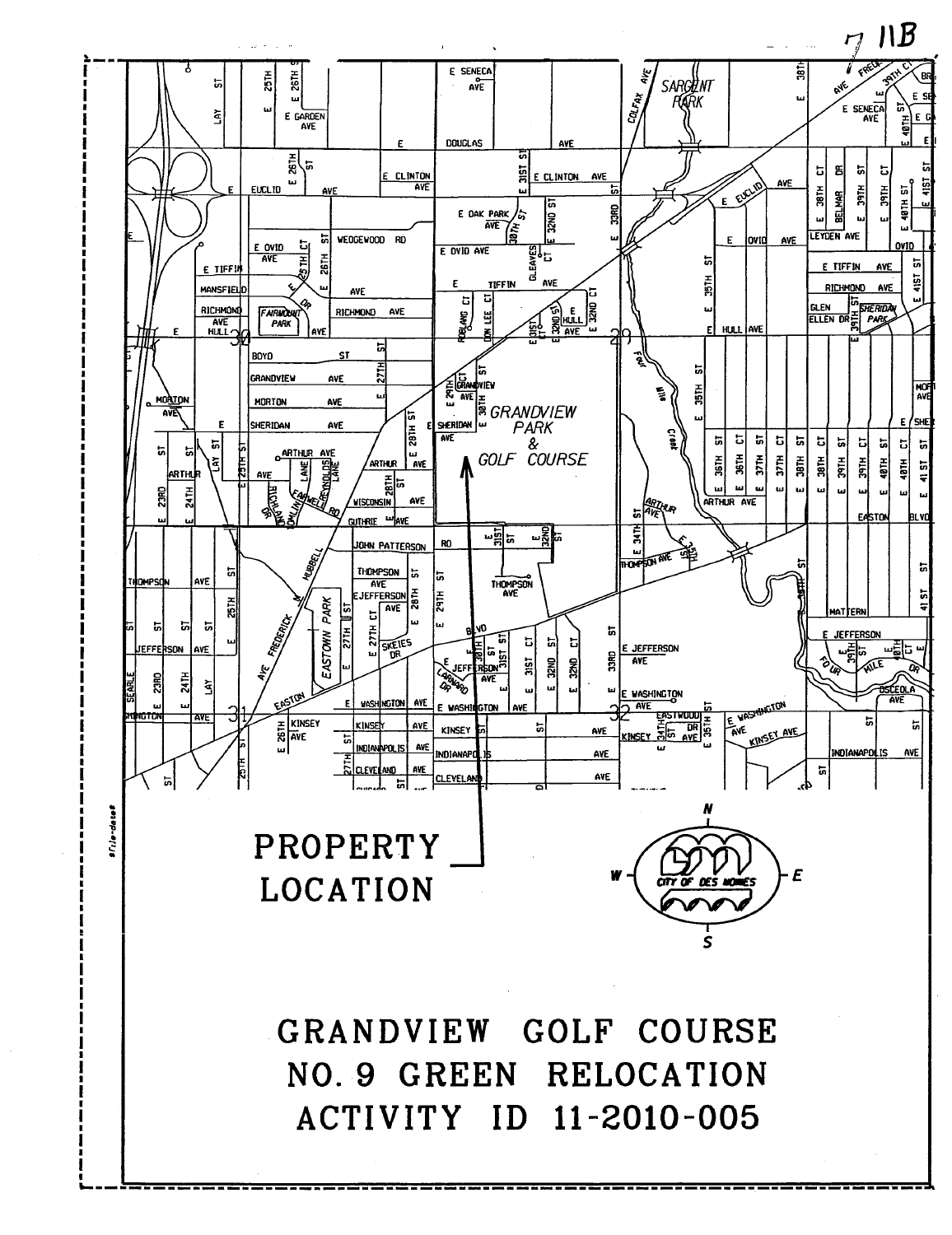7 11B

PROPERTY LOCATION

# GRANDVIEW GOLF COURSE
# NO. 9 GREEN RELOCATION
# ACTIVITY ID 11-2010-005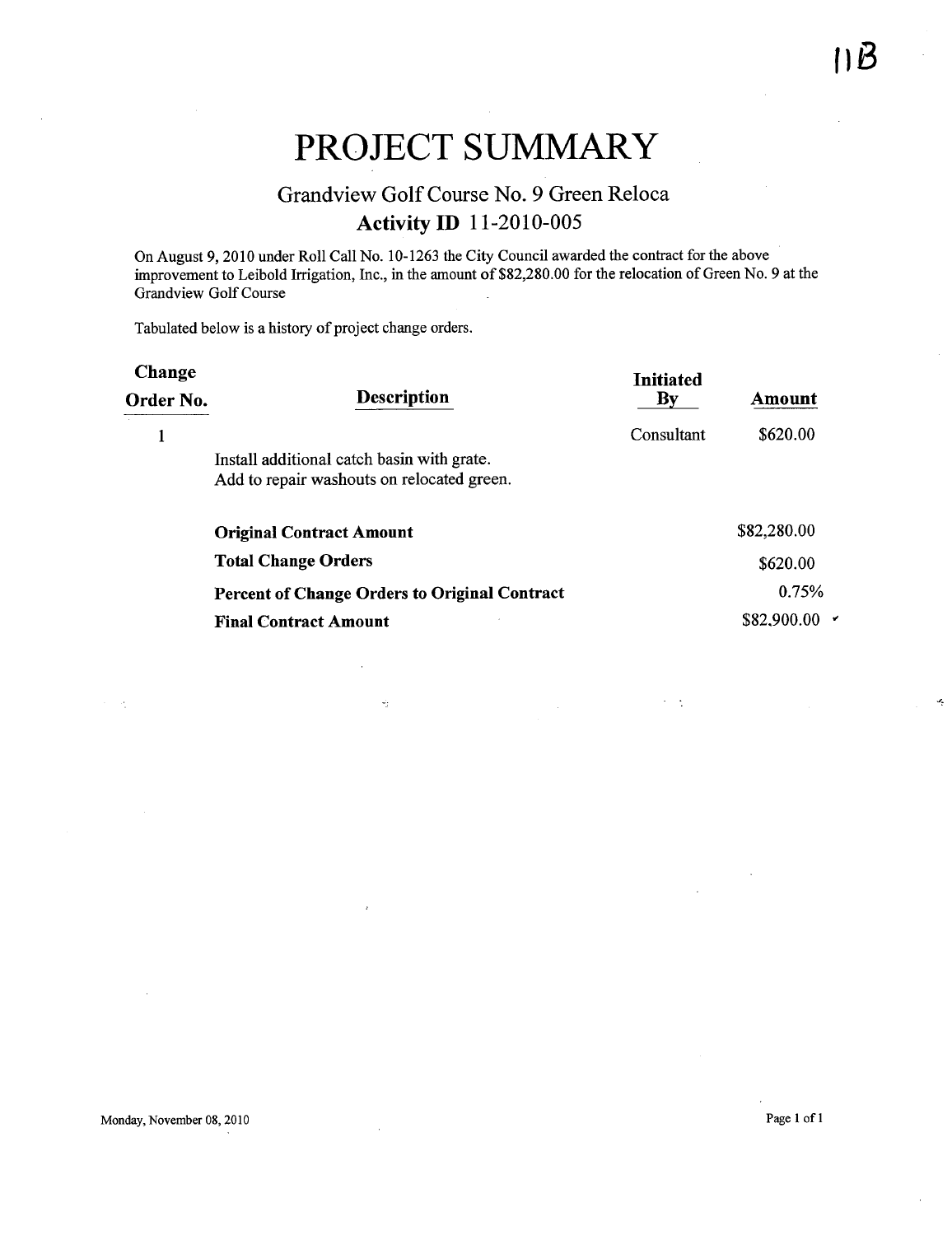11B

# PROJECT SUMMARY

## Grandview Golf Course No. 9 Green Reloca

### Activity ID 11-2010-005

On August 9, 2010 under Roll Call No. 10-1263 the City Council awarded the contract for the above improvement to Leibold Irrigation, Inc., in the amount of $82,280.00 for the relocation of Green No. 9 at the Grandview Golf Course

Tabulated below is a history of project change orders.

| Change Order No. | Description | Initiated By | Amount |
|---|---|---|---|
| 1 | Install additional catch basin with grate. Add to repair washouts on relocated green. | Consultant | $620.00 |
| | **Original Contract Amount** | | $82,280.00 |
| | **Total Change Orders** | | $620.00 |
| | **Percent of Change Orders to Original Contract** | | 0.75% |
| | **Final Contract Amount** | | $82,900.00 |

Monday, November 08, 2010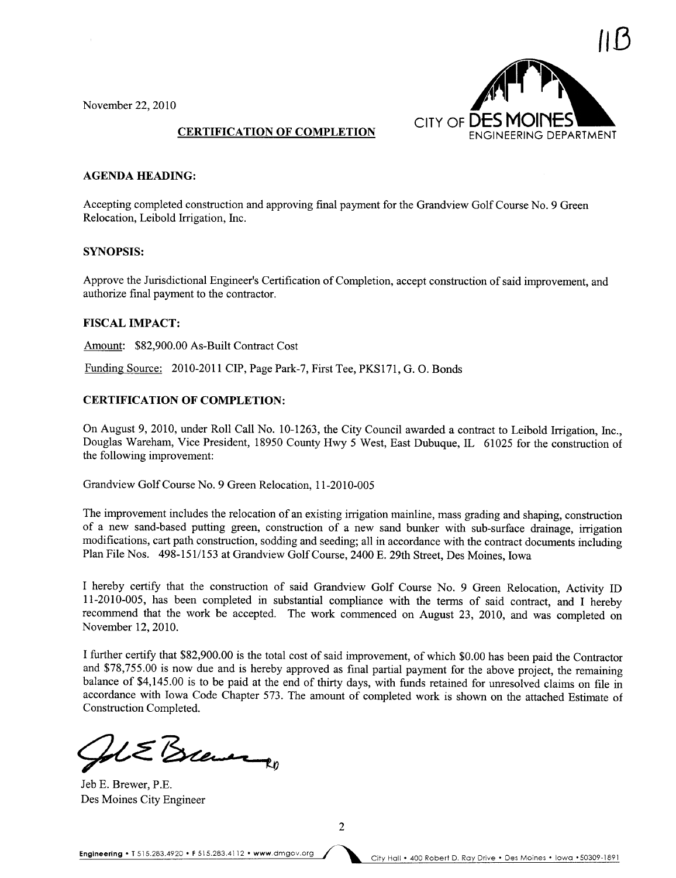11B

November 22, 2010

CITY OF DES MOINES ENGINEERING DEPARTMENT

**CERTIFICATION OF COMPLETION**

**AGENDA HEADING:**

Accepting completed construction and approving final payment for the Grandview Golf Course No. 9 Green Relocation, Leibold Irrigation, Inc.

**SYNOPSIS:**

Approve the Jurisdictional Engineer's Certification of Completion, accept construction of said improvement, and authorize final payment to the contractor.

**FISCAL IMPACT:**

Amount: $82,900.00 As-Built Contract Cost

Funding Source: 2010-2011 CIP, Page Park-7, First Tee, PKS171, G. O. Bonds

**CERTIFICATION OF COMPLETION:**

On August 9, 2010, under Roll Call No. 10-1263, the City Council awarded a contract to Leibold Irrigation, Inc., Douglas Wareham, Vice President, 18950 County Hwy 5 West, East Dubuque, IL 61025 for the construction of the following improvement:

Grandview Golf Course No. 9 Green Relocation, 11-2010-005

The improvement includes the relocation of an existing irrigation mainline, mass grading and shaping, construction of a new sand-based putting green, construction of a new sand bunker with sub-surface drainage, irrigation modifications, cart path construction, sodding and seeding; all in accordance with the contract documents including Plan File Nos. 498-151/153 at Grandview Golf Course, 2400 E. 29th Street, Des Moines, Iowa

I hereby certify that the construction of said Grandview Golf Course No. 9 Green Relocation, Activity ID 11-2010-005, has been completed in substantial compliance with the terms of said contract, and I hereby recommend that the work be accepted. The work commenced on August 23, 2010, and was completed on November 12, 2010.

I further certify that $82,900.00 is the total cost of said improvement, of which $0.00 has been paid the Contractor and $78,755.00 is now due and is hereby approved as final partial payment for the above project, the remaining balance of $4,145.00 is to be paid at the end of thirty days, with funds retained for unresolved claims on file in accordance with Iowa Code Chapter 573. The amount of completed work is shown on the attached Estimate of Construction Completed.

Jeb E. Brewer, P.E.
Des Moines City Engineer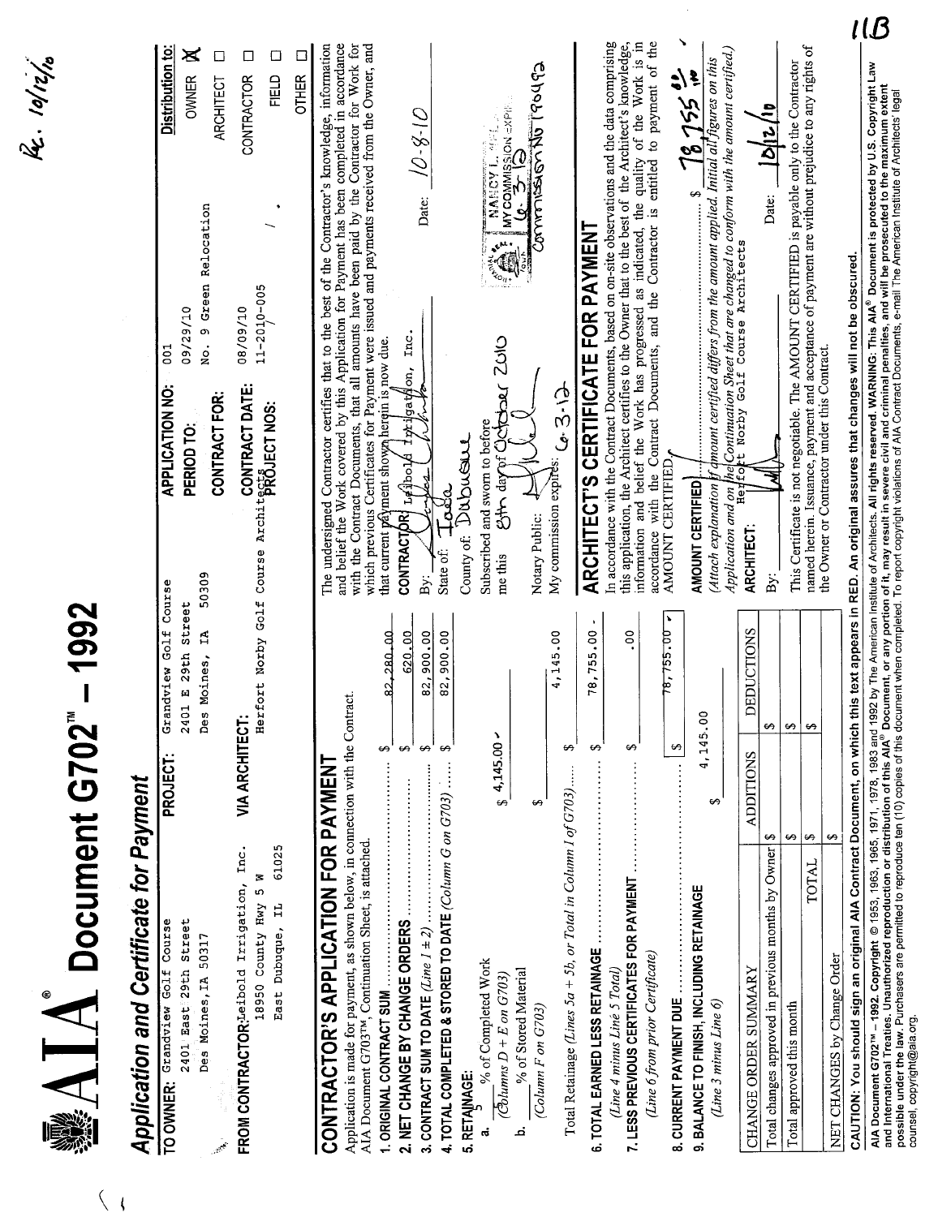Rec. 10/12/10

11B

# AIA Document G702™ – 1992

## Application and Certificate for Payment

**TO OWNER:** Grandview Golf Course
2401 East 29th Street
Des Moines, IA 50317

**PROJECT:** Grandview Golf Course
2401 E 29th Street
Des Moines, IA 50309

**APPLICATION NO:** 001
**PERIOD TO:** 09/29/10
**CONTRACT FOR:** No. 9 Green Relocation
**CONTRACT DATE:** 08/09/10
**PROJECT NOS:** 11-2010-005 / /

**Distribution to:**
OWNER ☒
ARCHITECT ☐
CONTRACTOR ☐
FIELD ☐
OTHER ☐

**FROM CONTRACTOR:** Leibold Irrigation, Inc.
18950 County Hwy 5 W
East Dubuque, IL 61025

**VIA ARCHITECT:** Herfort Norby Golf Course Architects

## CONTRACTOR'S APPLICATION FOR PAYMENT

Application is made for payment, as shown below, in connection with the Contract.
AIA Document G703™, Continuation Sheet, is attached.

1. **ORIGINAL CONTRACT SUM** ........ $ 82,280.00
2. **NET CHANGE BY CHANGE ORDERS** ........ $ 620.00
3. **CONTRACT SUM TO DATE** *(Line 1 ± 2)* ........ $ 82,900.00
4. **TOTAL COMPLETED & STORED TO DATE** *(Column G on G703)* ........ $ 82,900.00
5. **RETAINAGE:**
   a. 5 % of Completed Work *(Columns D + E on G703)* $ 4,145.00
   b. ___ % of Stored Material *(Column F on G703)* $ ______

   Total Retainage *(Lines 5a + 5b, or Total in Column I of G703)* ........ $ 4,145.00
6. **TOTAL EARNED LESS RETAINAGE** ........ $ 78,755.00
   *(Line 4 minus Line 5 Total)*
7. **LESS PREVIOUS CERTIFICATES FOR PAYMENT** ........ $ .00
   *(Line 6 from prior Certificate)*
8. **CURRENT PAYMENT DUE** ........ $ 78,755.00
9. **BALANCE TO FINISH, INCLUDING RETAINAGE** $ 4,145.00
   *(Line 3 minus Line 6)*

| CHANGE ORDER SUMMARY | ADDITIONS | DEDUCTIONS |
|---|---|---|
| Total changes approved in previous months by Owner | $ | $ |
| Total approved this month | $ | $ |
| TOTAL | $ | $ |
| NET CHANGES by Change Order | $ | |

The undersigned Contractor certifies that to the best of the Contractor's knowledge, information and belief the Work covered by this Application for Payment has been completed in accordance with the Contract Documents, that all amounts have been paid by the Contractor for Work for which previous Certificates for Payment were issued and payments received from the Owner, and that current payment shown herein is now due.

**CONTRACTOR:** Leibold Irrigation, Inc.

By: [signature] Date: 10-8-10

State of: Iowa
County of: Dubuque
Subscribed and sworn to before me this 8th day of October 2010

Notary Public: [signature]
My commission expires: 6-3-12

[Notarial Seal: NANCY L. ... MY COMMISSION EXPIRES 6-3-12, Commission No 190492]

## ARCHITECT'S CERTIFICATE FOR PAYMENT

In accordance with the Contract Documents, based on on-site observations and the data comprising this application, the Architect certifies to the Owner that to the best of the Architect's knowledge, information and belief the Work has progressed as indicated, the quality of the Work is in accordance with the Contract Documents, and the Contractor is entitled to payment of the AMOUNT CERTIFIED.

**AMOUNT CERTIFIED** ........ $ 78,755.00

*(Attach explanation if amount certified differs from the amount applied. Initial all figures on this Application and on the Continuation Sheet that are changed to conform with the amount certified.)*

**ARCHITECT:** Herfort Norby Golf Course Architects

By: [signature] Date: 10/12/10

This Certificate is not negotiable. The AMOUNT CERTIFIED is payable only to the Contractor named herein. Issuance, payment and acceptance of payment are without prejudice to any rights of the Owner or Contractor under this Contract.

**CAUTION: You should sign an original AIA Contract Document, on which this text appears in RED. An original assures that changes will not be obscured.**

AIA Document G702™ – 1992. Copyright © 1953, 1963, 1965, 1971, 1978, 1983 and 1992 by The American Institute of Architects. All rights reserved. WARNING: This AIA® Document is protected by U.S. Copyright Law and International Treaties. Unauthorized reproduction or distribution of this AIA® Document, or any portion of it, may result in severe civil and criminal penalties, and will be prosecuted to the maximum extent possible under the law. Purchasers are permitted to reproduce ten (10) copies of this document when completed. To report copyright violations of AIA Contract Documents, e-mail The American Institute of Architects' legal counsel, copyright@aia.org.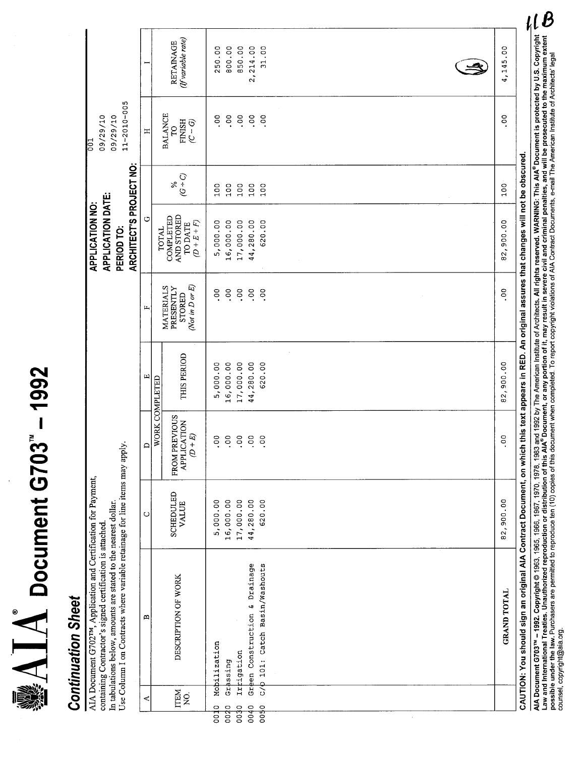# AIA® Document G703™ – 1992

## Continuation Sheet

AIA Document G702™, Application and Certification for Payment, containing Contractor's signed certification is attached.
In tabulations below, amounts are stated to the nearest dollar.
Use Column I on Contracts where variable retainage for line items may apply.

**APPLICATION NO:** 001
**APPLICATION DATE:** 09/29/10
**PERIOD TO:** 09/29/10
**ARCHITECT'S PROJECT NO:** 11-2010-005

| A | B | C | D | E | F | G | | H | I |
|---|---|---|---|---|---|---|---|---|---|
| | | | WORK COMPLETED | | | | | | |
| ITEM NO. | DESCRIPTION OF WORK | SCHEDULED VALUE | FROM PREVIOUS APPLICATION (D + E) | THIS PERIOD | MATERIALS PRESENTLY STORED (Not in D or E) | TOTAL COMPLETED AND STORED TO DATE (D + E + F) | % (G ÷ C) | BALANCE TO FINISH (C – G) | RETAINAGE (If variable rate) |
| 0010 | Mobilization | 5,000.00 | .00 | 5,000.00 | .00 | 5,000.00 | 100 | .00 | 250.00 |
| 0020 | Grassing | 16,000.00 | .00 | 16,000.00 | .00 | 16,000.00 | 100 | .00 | 800.00 |
| 0030 | Irrigation | 17,000.00 | .00 | 17,000.00 | .00 | 17,000.00 | 100 | .00 | 850.00 |
| 0040 | Green Construction & Drainage | 44,280.00 | .00 | 44,280.00 | .00 | 44,280.00 | 100 | .00 | 2,214.00 |
| 0050 | C/O 101: Catch Basin/Washouts | 620.00 | .00 | 620.00 | .00 | 620.00 | 100 | .00 | 31.00 |
| | GRAND TOTAL | 82,900.00 | .00 | 82,900.00 | .00 | 82,900.00 | 100 | .00 | 4,145.00 |

11B

**CAUTION: You should sign an original AIA Contract Document, on which this text appears in RED. An original assures that changes will not be obscured.**

**AIA Document G703™ – 1992. Copyright** © 1963, 1965, 1966, 1967, 1970, 1978, 1983 and 1992 by The American Institute of Architects. All rights reserved. **WARNING: This AIA® Document is protected by U.S. Copyright Law and International Treaties. Unauthorized reproduction or distribution of this AIA® Document, or any portion of it, may result in severe civil and criminal penalties, and will be prosecuted to the maximum extent possible under the law.** Purchasers are permitted to reproduce ten (10) copies of this document when completed. To report copyright violations of AIA Contract Documents, e-mail The American Institute of Architects' legal counsel, copyright@aia.org.